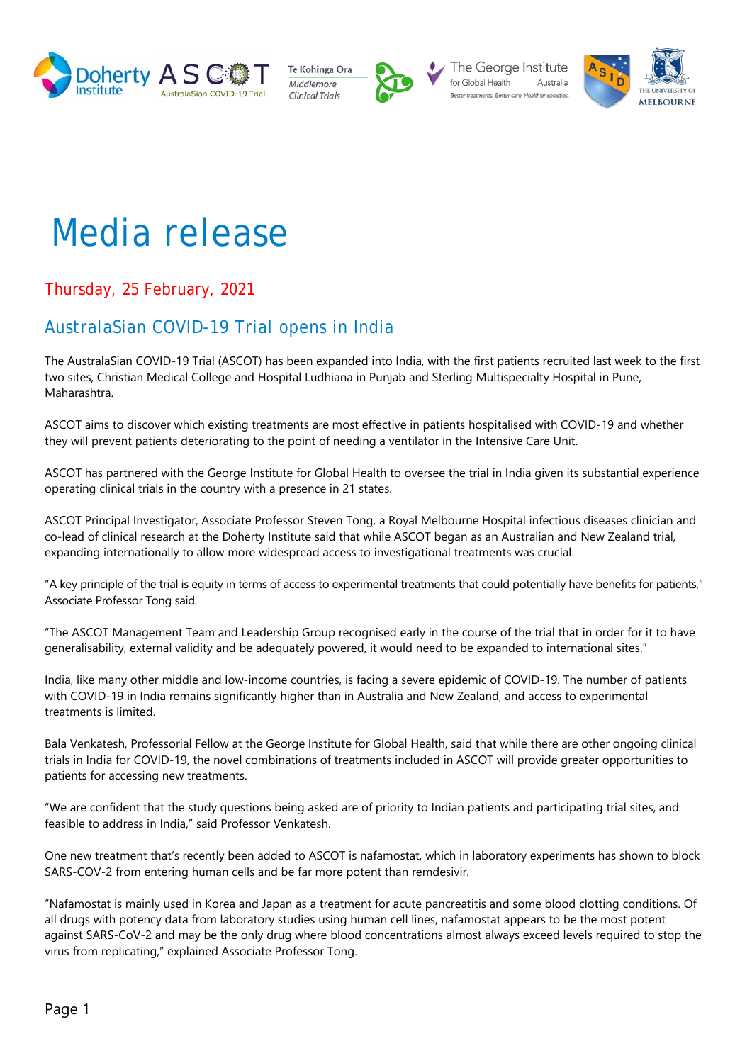# Media release

Thursday, 25 February, 2021

## AustralaSian COVID-19 Trial opens in India

The AustralaSian COVID-19 Trial (ASCOT) has been expanded into India, with the first patients recruited last week to the first two sites, Christian Medical College and Hospital Ludhiana in Punjab and Sterling Multispecialty Hospital in Pune, Maharashtra.

ASCOT aims to discover which existing treatments are most effective in patients hospitalised with COVID-19 and whether they will prevent patients deteriorating to the point of needing a ventilator in the Intensive Care Unit.

ASCOT has partnered with the George Institute for Global Health to oversee the trial in India given its substantial experience operating clinical trials in the country with a presence in 21 states.

ASCOT Principal Investigator, Associate Professor Steven Tong, a Royal Melbourne Hospital infectious diseases clinician and co-lead of clinical research at the Doherty Institute said that while ASCOT began as an Australian and New Zealand trial, expanding internationally to allow more widespread access to investigational treatments was crucial.

"A key principle of the trial is equity in terms of access to experimental treatments that could potentially have benefits for patients," Associate Professor Tong said.

"The ASCOT Management Team and Leadership Group recognised early in the course of the trial that in order for it to have generalisability, external validity and be adequately powered, it would need to be expanded to international sites."

India, like many other middle and low-income countries, is facing a severe epidemic of COVID-19. The number of patients with COVID-19 in India remains significantly higher than in Australia and New Zealand, and access to experimental treatments is limited.

Bala Venkatesh, Professorial Fellow at the George Institute for Global Health, said that while there are other ongoing clinical trials in India for COVID-19, the novel combinations of treatments included in ASCOT will provide greater opportunities to patients for accessing new treatments.

"We are confident that the study questions being asked are of priority to Indian patients and participating trial sites, and feasible to address in India," said Professor Venkatesh.

One new treatment that's recently been added to ASCOT is nafamostat, which in laboratory experiments has shown to block SARS-COV-2 from entering human cells and be far more potent than remdesivir.

"Nafamostat is mainly used in Korea and Japan as a treatment for acute pancreatitis and some blood clotting conditions. Of all drugs with potency data from laboratory studies using human cell lines, nafamostat appears to be the most potent against SARS-CoV-2 and may be the only drug where blood concentrations almost always exceed levels required to stop the virus from replicating," explained Associate Professor Tong.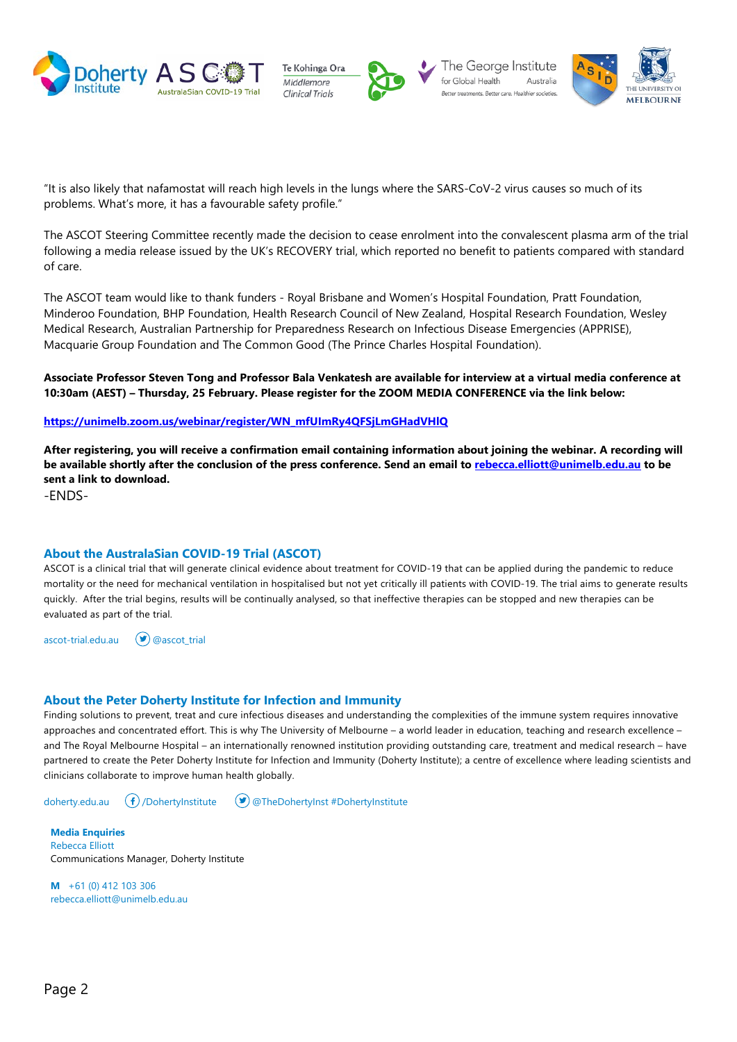"It is also likely that nafamostat will reach high levels in the lungs where the SARS-CoV-2 virus causes so much of its problems. What's more, it has a favourable safety profile."

The ASCOT Steering Committee recently made the decision to cease enrolment into the convalescent plasma arm of the trial following a media release issued by the UK's RECOVERY trial, which reported no benefit to patients compared with standard of care.

The ASCOT team would like to thank funders - Royal Brisbane and Women's Hospital Foundation, Pratt Foundation, Minderoo Foundation, BHP Foundation, Health Research Council of New Zealand, Hospital Research Foundation, Wesley Medical Research, Australian Partnership for Preparedness Research on Infectious Disease Emergencies (APPRISE), Macquarie Group Foundation and The Common Good (The Prince Charles Hospital Foundation).

**Associate Professor Steven Tong and Professor Bala Venkatesh are available for interview at a virtual media conference at 10:30am (AEST) – Thursday, 25 February. Please register for the ZOOM MEDIA CONFERENCE via the link below:**

**https://unimelb.zoom.us/webinar/register/WN_mfUImRy4QFSjLmGHadVHlQ**

**After registering, you will receive a confirmation email containing information about joining the webinar. A recording will be available shortly after the conclusion of the press conference. Send an email to rebecca.elliott@unimelb.edu.au to be sent a link to download.**

-ENDS-

## About the AustralaSian COVID-19 Trial (ASCOT)

ASCOT is a clinical trial that will generate clinical evidence about treatment for COVID-19 that can be applied during the pandemic to reduce mortality or the need for mechanical ventilation in hospitalised but not yet critically ill patients with COVID-19. The trial aims to generate results quickly. After the trial begins, results will be continually analysed, so that ineffective therapies can be stopped and new therapies can be evaluated as part of the trial.

ascot-trial.edu.au @ascot_trial

## About the Peter Doherty Institute for Infection and Immunity

Finding solutions to prevent, treat and cure infectious diseases and understanding the complexities of the immune system requires innovative approaches and concentrated effort. This is why The University of Melbourne – a world leader in education, teaching and research excellence – and The Royal Melbourne Hospital – an internationally renowned institution providing outstanding care, treatment and medical research – have partnered to create the Peter Doherty Institute for Infection and Immunity (Doherty Institute); a centre of excellence where leading scientists and clinicians collaborate to improve human health globally.

doherty.edu.au /DohertyInstitute @TheDohertyInst #DohertyInstitute

**Media Enquiries**
Rebecca Elliott
Communications Manager, Doherty Institute

**M** +61 (0) 412 103 306
rebecca.elliott@unimelb.edu.au